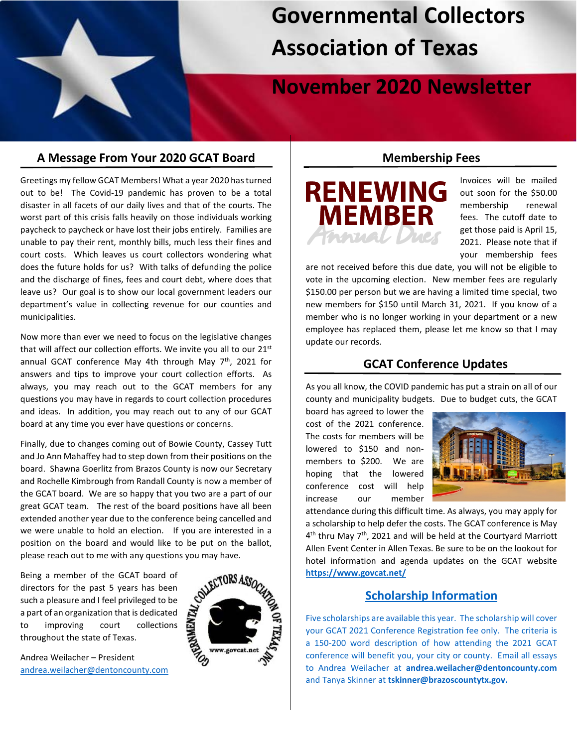# Governmental Collectors Association of Texas

## November 2020 Newsletter

## A Message From Your 2020 GCAT Board

Greetings my fellow GCAT Members! What a year 2020 has turned out to be! The Covid-19 pandemic has proven to be a total disaster in all facets of our daily lives and that of the courts. The worst part of this crisis falls heavily on those individuals working paycheck to paycheck or have lost their jobs entirely. Families are unable to pay their rent, monthly bills, much less their fines and court costs. Which leaves us court collectors wondering what does the future holds for us? With talks of defunding the police and the discharge of fines, fees and court debt, where does that leave us? Our goal is to show our local government leaders our department's value in collecting revenue for our counties and municipalities.

Now more than ever we need to focus on the legislative changes that will affect our collection efforts. We invite you all to our 21st annual GCAT conference May 4th through May 7th, 2021 for answers and tips to improve your court collection efforts. As always, you may reach out to the GCAT members for any questions you may have in regards to court collection procedures and ideas. In addition, you may reach out to any of our GCAT board at any time you ever have questions or concerns.

Finally, due to changes coming out of Bowie County, Cassey Tutt and Jo Ann Mahaffey had to step down from their positions on the board. Shawna Goerlitz from Brazos County is now our Secretary and Rochelle Kimbrough from Randall County is now a member of the GCAT board. We are so happy that you two are a part of our great GCAT team. The rest of the board positions have all been extended another year due to the conference being cancelled and we were unable to hold an election. If you are interested in a position on the board and would like to be put on the ballot, please reach out to me with any questions you may have.

Being a member of the GCAT board of directors for the past 5 years has been such a pleasure and I feel privileged to be a part of an organization that is dedicated to improving court collections throughout the state of Texas.

Andrea Weilacher – President
andrea.weilacher@dentoncounty.com

## Membership Fees

Invoices will be mailed out soon for the $50.00 membership renewal fees. The cutoff date to get those paid is April 15, 2021. Please note that if your membership fees are not received before this due date, you will not be eligible to vote in the upcoming election. New member fees are regularly $150.00 per person but we are having a limited time special, two new members for $150 until March 31, 2021. If you know of a member who is no longer working in your department or a new employee has replaced them, please let me know so that I may update our records.

## GCAT Conference Updates

As you all know, the COVID pandemic has put a strain on all of our county and municipality budgets. Due to budget cuts, the GCAT board has agreed to lower the cost of the 2021 conference. The costs for members will be lowered to $150 and non-members to $200. We are hoping that the lowered conference cost will help increase our member attendance during this difficult time. As always, you may apply for a scholarship to help defer the costs. The GCAT conference is May 4th thru May 7th, 2021 and will be held at the Courtyard Marriott Allen Event Center in Allen Texas. Be sure to be on the lookout for hotel information and agenda updates on the GCAT website **https://www.govcat.net/**

## Scholarship Information

Five scholarships are available this year. The scholarship will cover your GCAT 2021 Conference Registration fee only. The criteria is a 150-200 word description of how attending the 2021 GCAT conference will benefit you, your city or county. Email all essays to Andrea Weilacher at **andrea.weilacher@dentoncounty.com** and Tanya Skinner at **tskinner@brazoscountytx.gov.**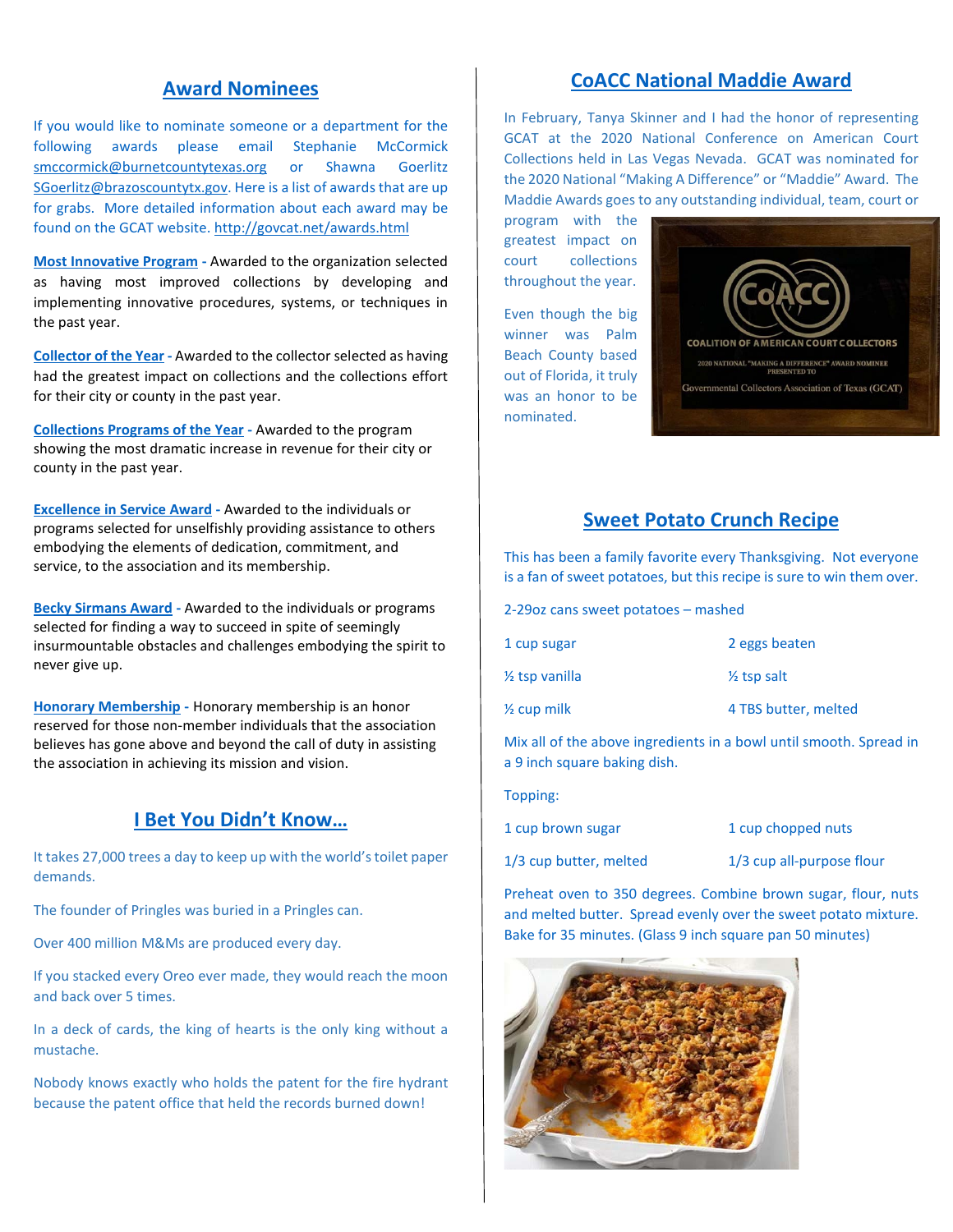## Award Nominees

If you would like to nominate someone or a department for the following awards please email Stephanie McCormick smccormick@burnetcountytexas.org or Shawna Goerlitz SGoerlitz@brazoscountytx.gov. Here is a list of awards that are up for grabs. More detailed information about each award may be found on the GCAT website. http://govcat.net/awards.html

**Most Innovative Program** - Awarded to the organization selected as having most improved collections by developing and implementing innovative procedures, systems, or techniques in the past year.

**Collector of the Year** - Awarded to the collector selected as having had the greatest impact on collections and the collections effort for their city or county in the past year.

**Collections Programs of the Year** - Awarded to the program showing the most dramatic increase in revenue for their city or county in the past year.

**Excellence in Service Award** - Awarded to the individuals or programs selected for unselfishly providing assistance to others embodying the elements of dedication, commitment, and service, to the association and its membership.

**Becky Sirmans Award** - Awarded to the individuals or programs selected for finding a way to succeed in spite of seemingly insurmountable obstacles and challenges embodying the spirit to never give up.

**Honorary Membership** - Honorary membership is an honor reserved for those non-member individuals that the association believes has gone above and beyond the call of duty in assisting the association in achieving its mission and vision.

## I Bet You Didn't Know…

It takes 27,000 trees a day to keep up with the world's toilet paper demands.

The founder of Pringles was buried in a Pringles can.

Over 400 million M&Ms are produced every day.

If you stacked every Oreo ever made, they would reach the moon and back over 5 times.

In a deck of cards, the king of hearts is the only king without a mustache.

Nobody knows exactly who holds the patent for the fire hydrant because the patent office that held the records burned down!

## CoACC National Maddie Award

In February, Tanya Skinner and I had the honor of representing GCAT at the 2020 National Conference on American Court Collections held in Las Vegas Nevada. GCAT was nominated for the 2020 National "Making A Difference" or "Maddie" Award. The Maddie Awards goes to any outstanding individual, team, court or program with the greatest impact on court collections throughout the year.

Even though the big winner was Palm Beach County based out of Florida, it truly was an honor to be nominated.

## Sweet Potato Crunch Recipe

This has been a family favorite every Thanksgiving. Not everyone is a fan of sweet potatoes, but this recipe is sure to win them over.

2-29oz cans sweet potatoes – mashed

| | |
|---|---|
| 1 cup sugar | 2 eggs beaten |
| ½ tsp vanilla | ½ tsp salt |
| ½ cup milk | 4 TBS butter, melted |

Mix all of the above ingredients in a bowl until smooth. Spread in a 9 inch square baking dish.

Topping:

| | |
|---|---|
| 1 cup brown sugar | 1 cup chopped nuts |
| 1/3 cup butter, melted | 1/3 cup all-purpose flour |

Preheat oven to 350 degrees. Combine brown sugar, flour, nuts and melted butter. Spread evenly over the sweet potato mixture. Bake for 35 minutes. (Glass 9 inch square pan 50 minutes)